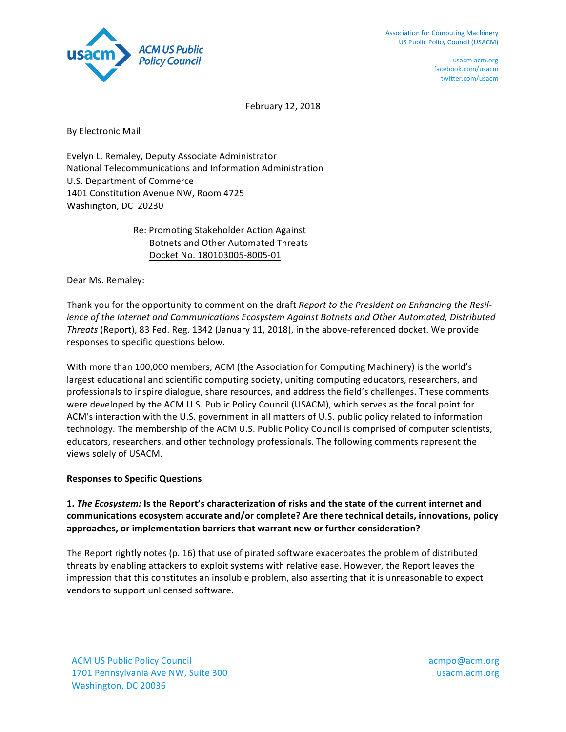Association for Computing Machinery
US Public Policy Council (USACM)

usacm.acm.org
facebook.com/usacm
twitter.com/usacm

February 12, 2018

By Electronic Mail

Evelyn L. Remaley, Deputy Associate Administrator
National Telecommunications and Information Administration
U.S. Department of Commerce
1401 Constitution Avenue NW, Room 4725
Washington, DC 20230

Re: Promoting Stakeholder Action Against Botnets and Other Automated Threats
Docket No. 180103005-8005-01

Dear Ms. Remaley:

Thank you for the opportunity to comment on the draft *Report to the President on Enhancing the Resilience of the Internet and Communications Ecosystem Against Botnets and Other Automated, Distributed Threats* (Report), 83 Fed. Reg. 1342 (January 11, 2018), in the above-referenced docket. We provide responses to specific questions below.

With more than 100,000 members, ACM (the Association for Computing Machinery) is the world's largest educational and scientific computing society, uniting computing educators, researchers, and professionals to inspire dialogue, share resources, and address the field's challenges. These comments were developed by the ACM U.S. Public Policy Council (USACM), which serves as the focal point for ACM's interaction with the U.S. government in all matters of U.S. public policy related to information technology. The membership of the ACM U.S. Public Policy Council is comprised of computer scientists, educators, researchers, and other technology professionals. The following comments represent the views solely of USACM.

**Responses to Specific Questions**

**1. *The Ecosystem:* Is the Report's characterization of risks and the state of the current internet and communications ecosystem accurate and/or complete? Are there technical details, innovations, policy approaches, or implementation barriers that warrant new or further consideration?**

The Report rightly notes (p. 16) that use of pirated software exacerbates the problem of distributed threats by enabling attackers to exploit systems with relative ease. However, the Report leaves the impression that this constitutes an insoluble problem, also asserting that it is unreasonable to expect vendors to support unlicensed software.

ACM US Public Policy Council
1701 Pennsylvania Ave NW, Suite 300
Washington, DC 20036

acmpo@acm.org
usacm.acm.org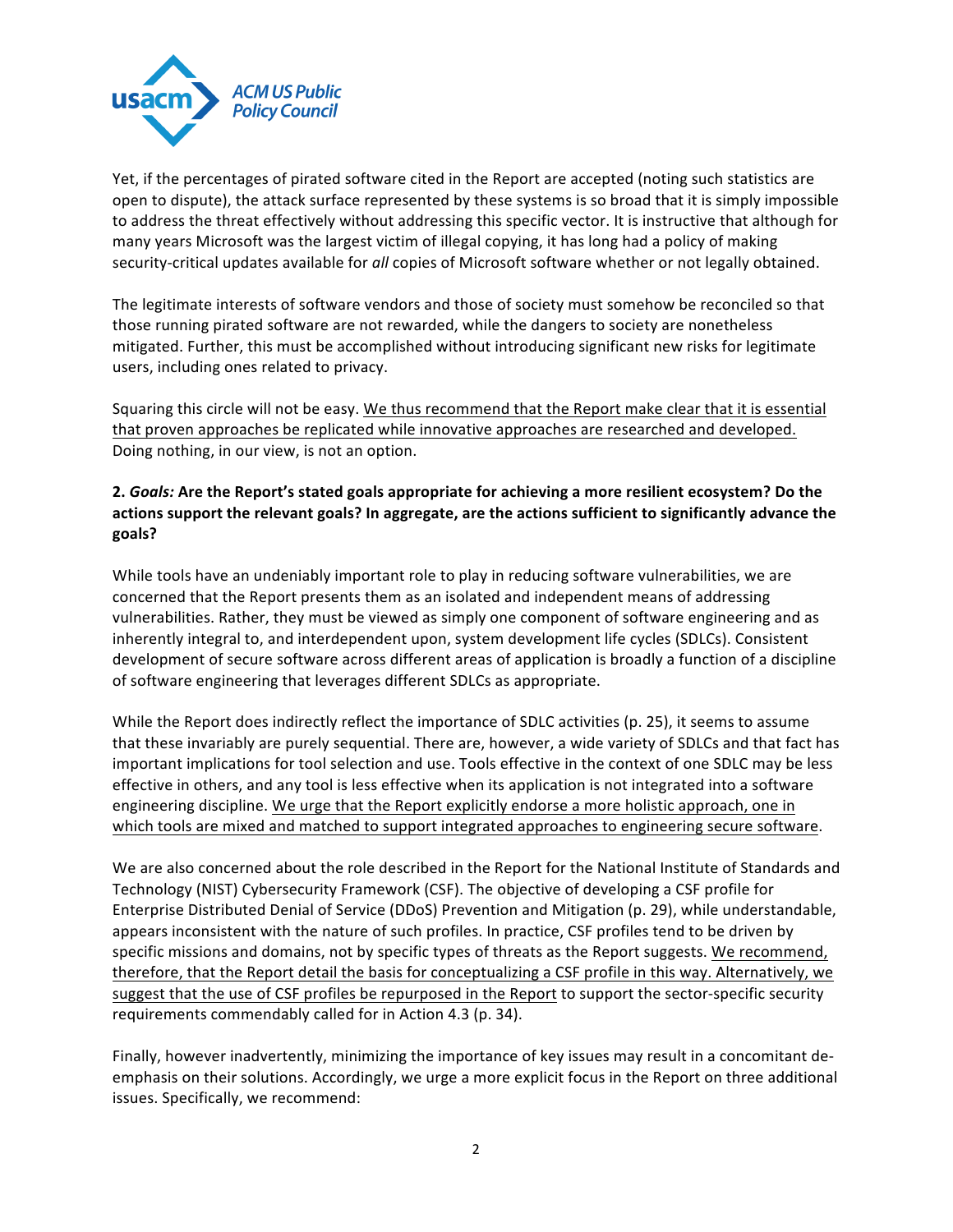Yet, if the percentages of pirated software cited in the Report are accepted (noting such statistics are open to dispute), the attack surface represented by these systems is so broad that it is simply impossible to address the threat effectively without addressing this specific vector. It is instructive that although for many years Microsoft was the largest victim of illegal copying, it has long had a policy of making security-critical updates available for *all* copies of Microsoft software whether or not legally obtained.

The legitimate interests of software vendors and those of society must somehow be reconciled so that those running pirated software are not rewarded, while the dangers to society are nonetheless mitigated. Further, this must be accomplished without introducing significant new risks for legitimate users, including ones related to privacy.

Squaring this circle will not be easy. <u>We thus recommend that the Report make clear that it is essential that proven approaches be replicated while innovative approaches are researched and developed.</u> Doing nothing, in our view, is not an option.

**2. *Goals:* Are the Report's stated goals appropriate for achieving a more resilient ecosystem? Do the actions support the relevant goals? In aggregate, are the actions sufficient to significantly advance the goals?**

While tools have an undeniably important role to play in reducing software vulnerabilities, we are concerned that the Report presents them as an isolated and independent means of addressing vulnerabilities. Rather, they must be viewed as simply one component of software engineering and as inherently integral to, and interdependent upon, system development life cycles (SDLCs). Consistent development of secure software across different areas of application is broadly a function of a discipline of software engineering that leverages different SDLCs as appropriate.

While the Report does indirectly reflect the importance of SDLC activities (p. 25), it seems to assume that these invariably are purely sequential. There are, however, a wide variety of SDLCs and that fact has important implications for tool selection and use. Tools effective in the context of one SDLC may be less effective in others, and any tool is less effective when its application is not integrated into a software engineering discipline. <u>We urge that the Report explicitly endorse a more holistic approach, one in which tools are mixed and matched to support integrated approaches to engineering secure software</u>.

We are also concerned about the role described in the Report for the National Institute of Standards and Technology (NIST) Cybersecurity Framework (CSF). The objective of developing a CSF profile for Enterprise Distributed Denial of Service (DDoS) Prevention and Mitigation (p. 29), while understandable, appears inconsistent with the nature of such profiles. In practice, CSF profiles tend to be driven by specific missions and domains, not by specific types of threats as the Report suggests. <u>We recommend, therefore, that the Report detail the basis for conceptualizing a CSF profile in this way. Alternatively, we suggest that the use of CSF profiles be repurposed in the Report</u> to support the sector-specific security requirements commendably called for in Action 4.3 (p. 34).

Finally, however inadvertently, minimizing the importance of key issues may result in a concomitant de-emphasis on their solutions. Accordingly, we urge a more explicit focus in the Report on three additional issues. Specifically, we recommend: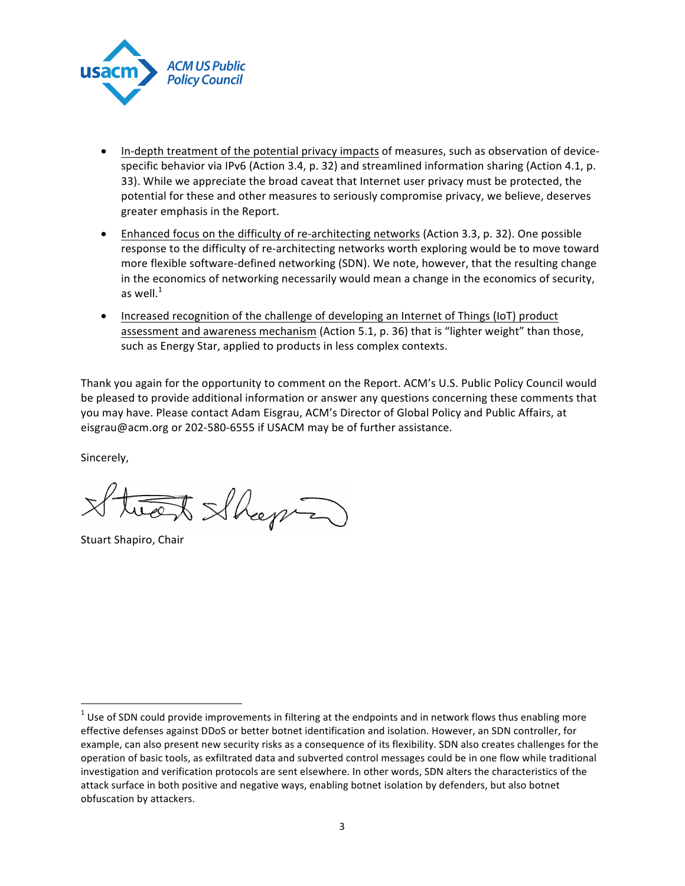- In-depth treatment of the potential privacy impacts of measures, such as observation of device-specific behavior via IPv6 (Action 3.4, p. 32) and streamlined information sharing (Action 4.1, p. 33). While we appreciate the broad caveat that Internet user privacy must be protected, the potential for these and other measures to seriously compromise privacy, we believe, deserves greater emphasis in the Report.

- Enhanced focus on the difficulty of re-architecting networks (Action 3.3, p. 32). One possible response to the difficulty of re-architecting networks worth exploring would be to move toward more flexible software-defined networking (SDN). We note, however, that the resulting change in the economics of networking necessarily would mean a change in the economics of security, as well.[1]

- Increased recognition of the challenge of developing an Internet of Things (IoT) product assessment and awareness mechanism (Action 5.1, p. 36) that is "lighter weight" than those, such as Energy Star, applied to products in less complex contexts.

Thank you again for the opportunity to comment on the Report. ACM's U.S. Public Policy Council would be pleased to provide additional information or answer any questions concerning these comments that you may have. Please contact Adam Eisgrau, ACM's Director of Global Policy and Public Affairs, at eisgrau@acm.org or 202-580-6555 if USACM may be of further assistance.

Sincerely,

Stuart Shapiro

Stuart Shapiro, Chair

[1] Use of SDN could provide improvements in filtering at the endpoints and in network flows thus enabling more effective defenses against DDoS or better botnet identification and isolation. However, an SDN controller, for example, can also present new security risks as a consequence of its flexibility. SDN also creates challenges for the operation of basic tools, as exfiltrated data and subverted control messages could be in one flow while traditional investigation and verification protocols are sent elsewhere. In other words, SDN alters the characteristics of the attack surface in both positive and negative ways, enabling botnet isolation by defenders, but also botnet obfuscation by attackers.